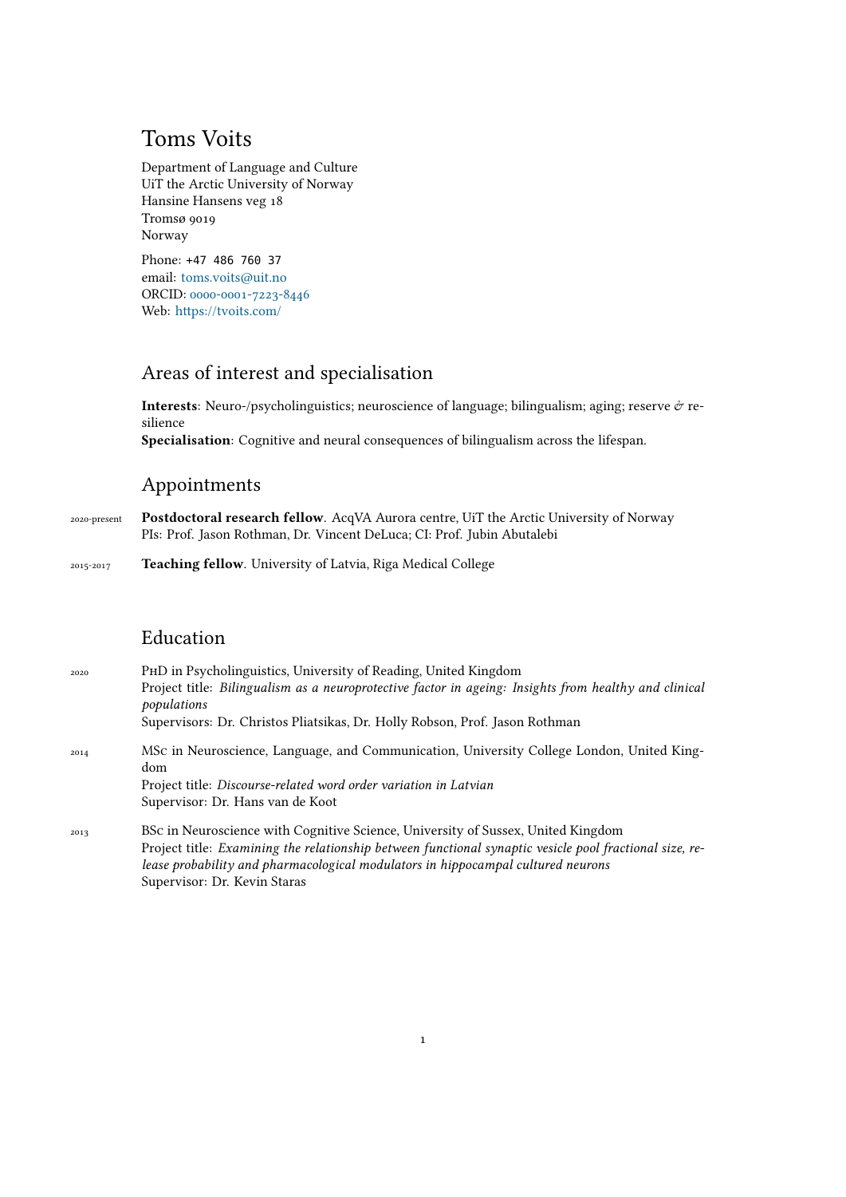# Toms Voits

Department of Language and Culture
UiT the Arctic University of Norway
Hansine Hansens veg 18
Tromsø 9019
Norway

Phone: +47 486 760 37
email: toms.voits@uit.no
ORCID: 0000-0001-7223-8446
Web: https://tvoits.com/

## Areas of interest and specialisation

**Interests**: Neuro-/psycholinguistics; neuroscience of language; bilingualism; aging; reserve & resilience
**Specialisation**: Cognitive and neural consequences of bilingualism across the lifespan.

## Appointments

2020-present **Postdoctoral research fellow**. AcqVA Aurora centre, UiT the Arctic University of Norway
PIs: Prof. Jason Rothman, Dr. Vincent DeLuca; CI: Prof. Jubin Abutalebi

2015-2017 **Teaching fellow**. University of Latvia, Riga Medical College

## Education

2020 PhD in Psycholinguistics, University of Reading, United Kingdom
Project title: *Bilingualism as a neuroprotective factor in ageing: Insights from healthy and clinical populations*
Supervisors: Dr. Christos Pliatsikas, Dr. Holly Robson, Prof. Jason Rothman

2014 MSc in Neuroscience, Language, and Communication, University College London, United Kingdom
Project title: *Discourse-related word order variation in Latvian*
Supervisor: Dr. Hans van de Koot

2013 BSc in Neuroscience with Cognitive Science, University of Sussex, United Kingdom
Project title: *Examining the relationship between functional synaptic vesicle pool fractional size, release probability and pharmacological modulators in hippocampal cultured neurons*
Supervisor: Dr. Kevin Staras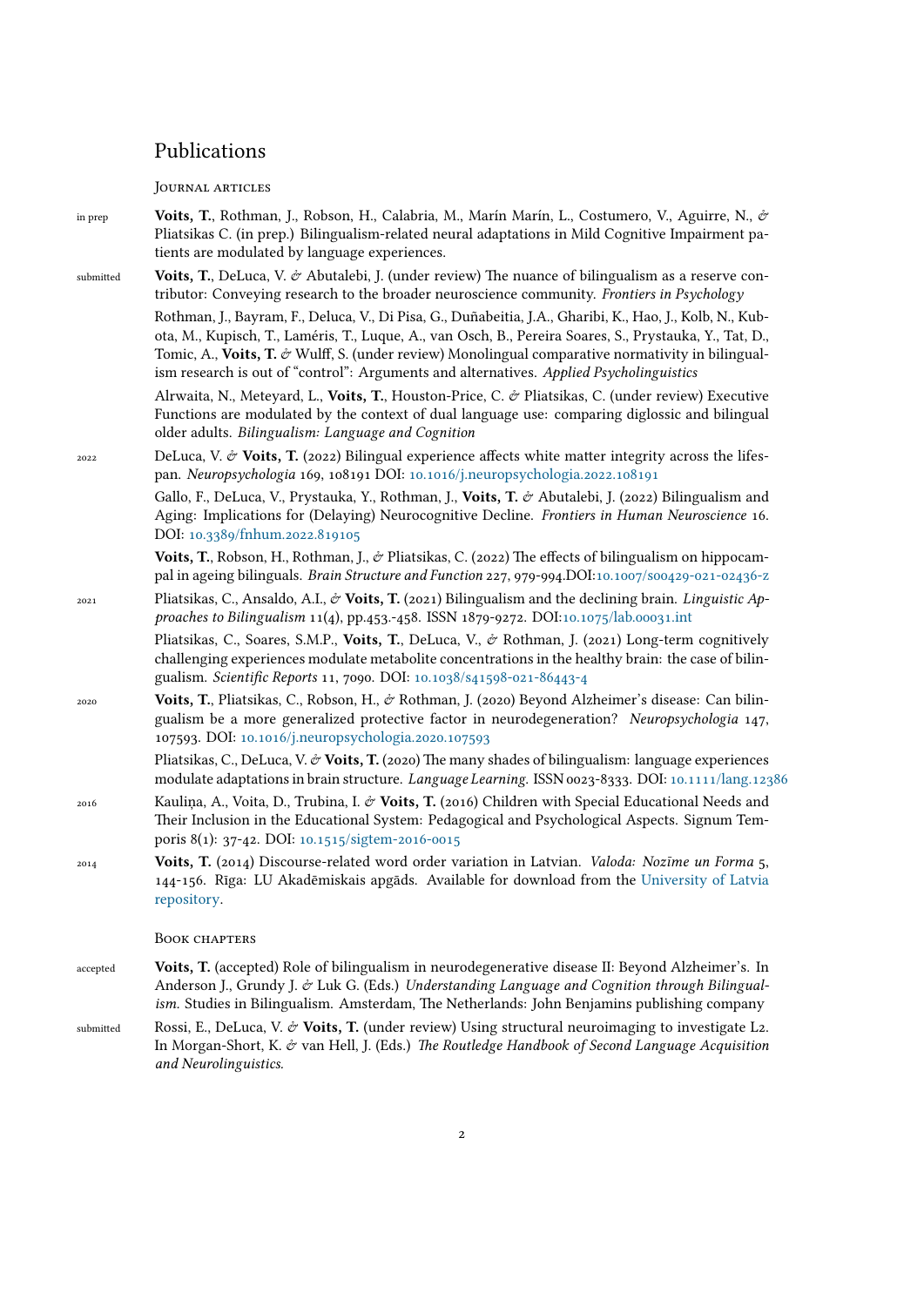# Publications

### Journal articles

in prep **Voits, T.**, Rothman, J., Robson, H., Calabria, M., Marín Marín, L., Costumero, V., Aguirre, N., & Pliatsikas C. (in prep.) Bilingualism-related neural adaptations in Mild Cognitive Impairment patients are modulated by language experiences.

submitted **Voits, T.**, DeLuca, V. & Abutalebi, J. (under review) The nuance of bilingualism as a reserve contributor: Conveying research to the broader neuroscience community. *Frontiers in Psychology*

Rothman, J., Bayram, F., Deluca, V., Di Pisa, G., Duñabeitia, J.A., Gharibi, K., Hao, J., Kolb, N., Kubota, M., Kupisch, T., Laméris, T., Luque, A., van Osch, B., Pereira Soares, S., Prystauka, Y., Tat, D., Tomic, A., **Voits, T.** & Wulff, S. (under review) Monolingual comparative normativity in bilingualism research is out of "control": Arguments and alternatives. *Applied Psycholinguistics*

Alrwaita, N., Meteyard, L., **Voits, T.**, Houston-Price, C. & Pliatsikas, C. (under review) Executive Functions are modulated by the context of dual language use: comparing diglossic and bilingual older adults. *Bilingualism: Language and Cognition*

2022 DeLuca, V. & **Voits, T.** (2022) Bilingual experience affects white matter integrity across the lifespan. *Neuropsychologia* 169, 108191 DOI: 10.1016/j.neuropsychologia.2022.108191

Gallo, F., DeLuca, V., Prystauka, Y., Rothman, J., **Voits, T.** & Abutalebi, J. (2022) Bilingualism and Aging: Implications for (Delaying) Neurocognitive Decline. *Frontiers in Human Neuroscience* 16. DOI: 10.3389/fnhum.2022.819105

**Voits, T.**, Robson, H., Rothman, J., & Pliatsikas, C. (2022) The effects of bilingualism on hippocampal in ageing bilinguals. *Brain Structure and Function* 227, 979-994.DOI:10.1007/s00429-021-02436-z

2021 Pliatsikas, C., Ansaldo, A.I., & **Voits, T.** (2021) Bilingualism and the declining brain. *Linguistic Approaches to Bilingualism* 11(4), pp.453.-458. ISSN 1879-9272. DOI:10.1075/lab.00031.int

Pliatsikas, C., Soares, S.M.P., **Voits, T.**, DeLuca, V., & Rothman, J. (2021) Long-term cognitively challenging experiences modulate metabolite concentrations in the healthy brain: the case of bilingualism. *Scientific Reports* 11, 7090. DOI: 10.1038/s41598-021-86443-4

2020 **Voits, T.**, Pliatsikas, C., Robson, H., & Rothman, J. (2020) Beyond Alzheimer's disease: Can bilingualism be a more generalized protective factor in neurodegeneration? *Neuropsychologia* 147, 107593. DOI: 10.1016/j.neuropsychologia.2020.107593

Pliatsikas, C., DeLuca, V. & **Voits, T.** (2020) The many shades of bilingualism: language experiences modulate adaptations in brain structure. *Language Learning*. ISSN 0023-8333. DOI: 10.1111/lang.12386

2016 Kauliņa, A., Voita, D., Trubina, I. & **Voits, T.** (2016) Children with Special Educational Needs and Their Inclusion in the Educational System: Pedagogical and Psychological Aspects. Signum Temporis 8(1): 37-42. DOI: 10.1515/sigtem-2016-0015

2014 **Voits, T.** (2014) Discourse-related word order variation in Latvian. *Valoda: Nozīme un Forma* 5, 144-156. Rīga: LU Akadēmiskais apgāds. Available for download from the University of Latvia repository.

### Book chapters

accepted **Voits, T.** (accepted) Role of bilingualism in neurodegenerative disease II: Beyond Alzheimer's. In Anderson J., Grundy J. & Luk G. (Eds.) *Understanding Language and Cognition through Bilingualism.* Studies in Bilingualism. Amsterdam, The Netherlands: John Benjamins publishing company

submitted Rossi, E., DeLuca, V. & **Voits, T.** (under review) Using structural neuroimaging to investigate L2. In Morgan-Short, K. & van Hell, J. (Eds.) *The Routledge Handbook of Second Language Acquisition and Neurolinguistics.*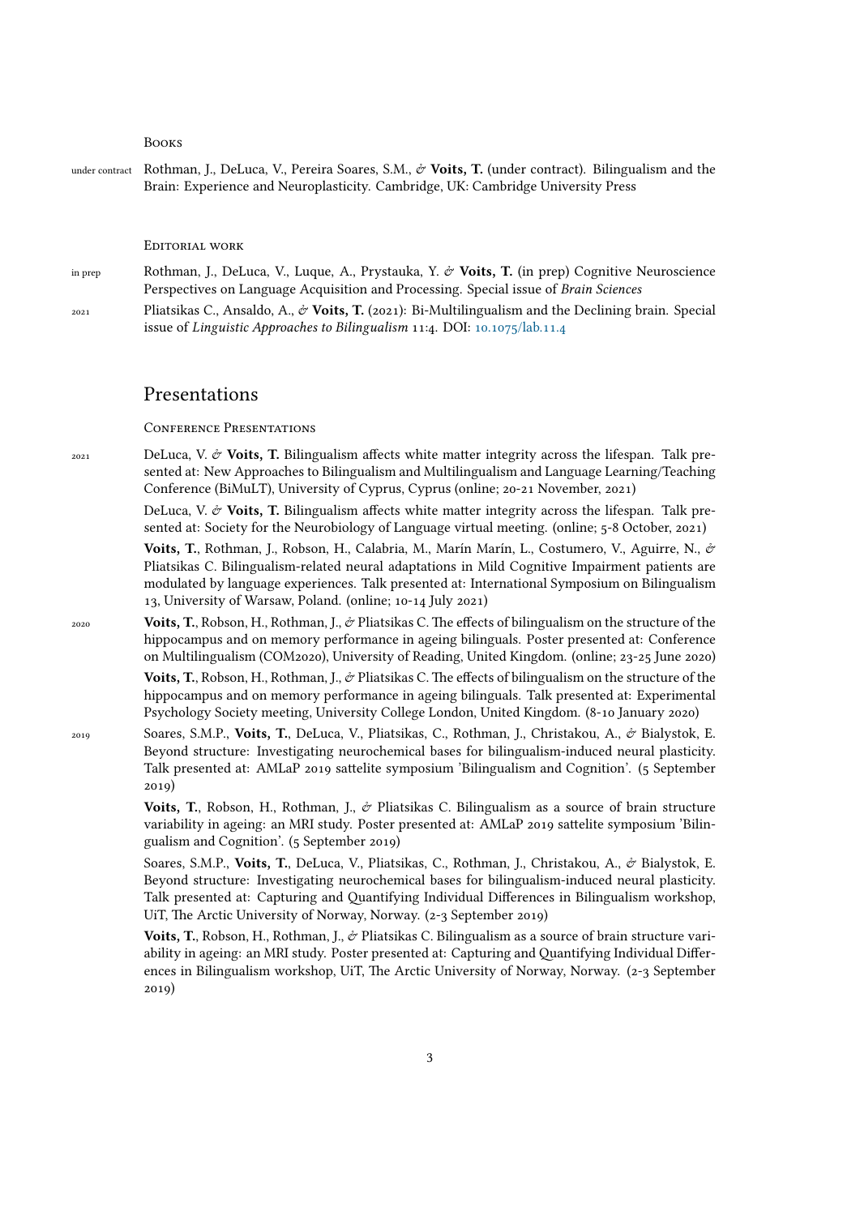### Books

under contract — Rothman, J., DeLuca, V., Pereira Soares, S.M., *&* **Voits, T.** (under contract). Bilingualism and the Brain: Experience and Neuroplasticity. Cambridge, UK: Cambridge University Press

### Editorial work

in prep — Rothman, J., DeLuca, V., Luque, A., Prystauka, Y. *&* **Voits, T.** (in prep) Cognitive Neuroscience Perspectives on Language Acquisition and Processing. Special issue of *Brain Sciences*

2021 — Pliatsikas C., Ansaldo, A., *&* **Voits, T.** (2021): Bi-Multilingualism and the Declining brain. Special issue of *Linguistic Approaches to Bilingualism* 11:4. DOI: 10.1075/lab.11.4

## Presentations

### Conference Presentations

2021 — DeLuca, V. *&* **Voits, T.** Bilingualism affects white matter integrity across the lifespan. Talk presented at: New Approaches to Bilingualism and Multilingualism and Language Learning/Teaching Conference (BiMuLT), University of Cyprus, Cyprus (online; 20-21 November, 2021)

DeLuca, V. *&* **Voits, T.** Bilingualism affects white matter integrity across the lifespan. Talk presented at: Society for the Neurobiology of Language virtual meeting. (online; 5-8 October, 2021)

**Voits, T.**, Rothman, J., Robson, H., Calabria, M., Marín Marín, L., Costumero, V., Aguirre, N., *&* Pliatsikas C. Bilingualism-related neural adaptations in Mild Cognitive Impairment patients are modulated by language experiences. Talk presented at: International Symposium on Bilingualism 13, University of Warsaw, Poland. (online; 10-14 July 2021)

2020 — **Voits, T.**, Robson, H., Rothman, J., *&* Pliatsikas C. The effects of bilingualism on the structure of the hippocampus and on memory performance in ageing bilinguals. Poster presented at: Conference on Multilingualism (COM2020), University of Reading, United Kingdom. (online; 23-25 June 2020)

**Voits, T.**, Robson, H., Rothman, J., *&* Pliatsikas C. The effects of bilingualism on the structure of the hippocampus and on memory performance in ageing bilinguals. Talk presented at: Experimental Psychology Society meeting, University College London, United Kingdom. (8-10 January 2020)

2019 — Soares, S.M.P., **Voits, T.**, DeLuca, V., Pliatsikas, C., Rothman, J., Christakou, A., *&* Bialystok, E. Beyond structure: Investigating neurochemical bases for bilingualism-induced neural plasticity. Talk presented at: AMLaP 2019 sattelite symposium 'Bilingualism and Cognition'. (5 September 2019)

**Voits, T.**, Robson, H., Rothman, J., *&* Pliatsikas C. Bilingualism as a source of brain structure variability in ageing: an MRI study. Poster presented at: AMLaP 2019 sattelite symposium 'Bilingualism and Cognition'. (5 September 2019)

Soares, S.M.P., **Voits, T.**, DeLuca, V., Pliatsikas, C., Rothman, J., Christakou, A., *&* Bialystok, E. Beyond structure: Investigating neurochemical bases for bilingualism-induced neural plasticity. Talk presented at: Capturing and Quantifying Individual Differences in Bilingualism workshop, UiT, The Arctic University of Norway, Norway. (2-3 September 2019)

**Voits, T.**, Robson, H., Rothman, J., *&* Pliatsikas C. Bilingualism as a source of brain structure variability in ageing: an MRI study. Poster presented at: Capturing and Quantifying Individual Differences in Bilingualism workshop, UiT, The Arctic University of Norway, Norway. (2-3 September 2019)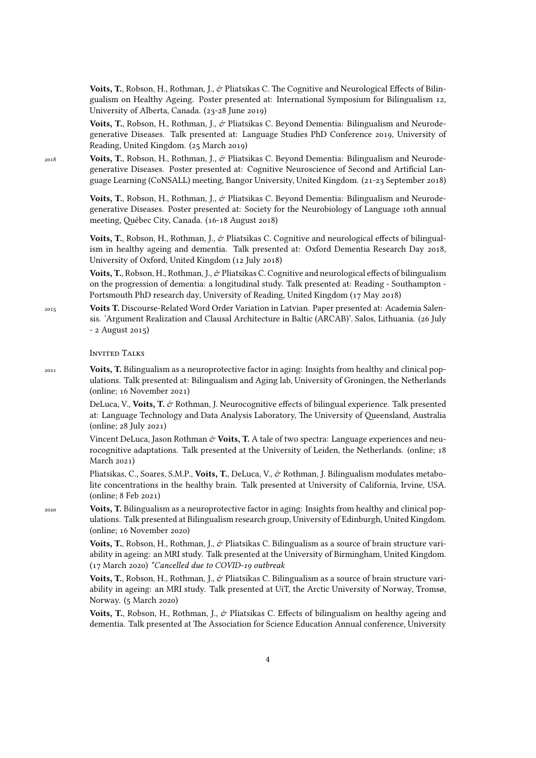**Voits, T.**, Robson, H., Rothman, J., & Pliatsikas C. The Cognitive and Neurological Effects of Bilingualism on Healthy Ageing. Poster presented at: International Symposium for Bilingualism 12, University of Alberta, Canada. (23-28 June 2019)

**Voits, T.**, Robson, H., Rothman, J., & Pliatsikas C. Beyond Dementia: Bilingualism and Neurodegenerative Diseases. Talk presented at: Language Studies PhD Conference 2019, University of Reading, United Kingdom. (25 March 2019)

2018 **Voits, T.**, Robson, H., Rothman, J., & Pliatsikas C. Beyond Dementia: Bilingualism and Neurodegenerative Diseases. Poster presented at: Cognitive Neuroscience of Second and Artificial Language Learning (CoNSALL) meeting, Bangor University, United Kingdom. (21-23 September 2018)

**Voits, T.**, Robson, H., Rothman, J., & Pliatsikas C. Beyond Dementia: Bilingualism and Neurodegenerative Diseases. Poster presented at: Society for the Neurobiology of Language 10th annual meeting, Québec City, Canada. (16-18 August 2018)

**Voits, T.**, Robson, H., Rothman, J., & Pliatsikas C. Cognitive and neurological effects of bilingualism in healthy ageing and dementia. Talk presented at: Oxford Dementia Research Day 2018, University of Oxford, United Kingdom (12 July 2018)

**Voits, T.**, Robson, H., Rothman, J., & Pliatsikas C. Cognitive and neurological effects of bilingualism on the progression of dementia: a longitudinal study. Talk presented at: Reading - Southampton - Portsmouth PhD research day, University of Reading, United Kingdom (17 May 2018)

2015 **Voits T.** Discourse-Related Word Order Variation in Latvian. Paper presented at: Academia Salensis. 'Argument Realization and Clausal Architecture in Baltic (ARCAB)'. Salos, Lithuania. (26 July - 2 August 2015)

## Invited Talks

2021 **Voits, T.** Bilingualism as a neuroprotective factor in aging: Insights from healthy and clinical populations. Talk presented at: Bilingualism and Aging lab, University of Groningen, the Netherlands (online; 16 November 2021)

DeLuca, V., **Voits, T.** & Rothman, J. Neurocognitive effects of bilingual experience. Talk presented at: Language Technology and Data Analysis Laboratory, The University of Queensland, Australia (online; 28 July 2021)

Vincent DeLuca, Jason Rothman & **Voits, T.** A tale of two spectra: Language experiences and neurocognitive adaptations. Talk presented at the University of Leiden, the Netherlands. (online; 18 March 2021)

Pliatsikas, C., Soares, S.M.P., **Voits, T.**, DeLuca, V., & Rothman, J. Bilingualism modulates metabolite concentrations in the healthy brain. Talk presented at University of California, Irvine, USA. (online; 8 Feb 2021)

2020 **Voits, T.** Bilingualism as a neuroprotective factor in aging: Insights from healthy and clinical populations. Talk presented at Bilingualism research group, University of Edinburgh, United Kingdom. (online; 16 November 2020)

**Voits, T.**, Robson, H., Rothman, J., & Pliatsikas C. Bilingualism as a source of brain structure variability in ageing: an MRI study. Talk presented at the University of Birmingham, United Kingdom. (17 March 2020) *\*Cancelled due to COVID-19 outbreak*

**Voits, T.**, Robson, H., Rothman, J., & Pliatsikas C. Bilingualism as a source of brain structure variability in ageing: an MRI study. Talk presented at UiT, the Arctic University of Norway, Tromsø, Norway. (5 March 2020)

**Voits, T.**, Robson, H., Rothman, J., & Pliatsikas C. Effects of bilingualism on healthy ageing and dementia. Talk presented at The Association for Science Education Annual conference, University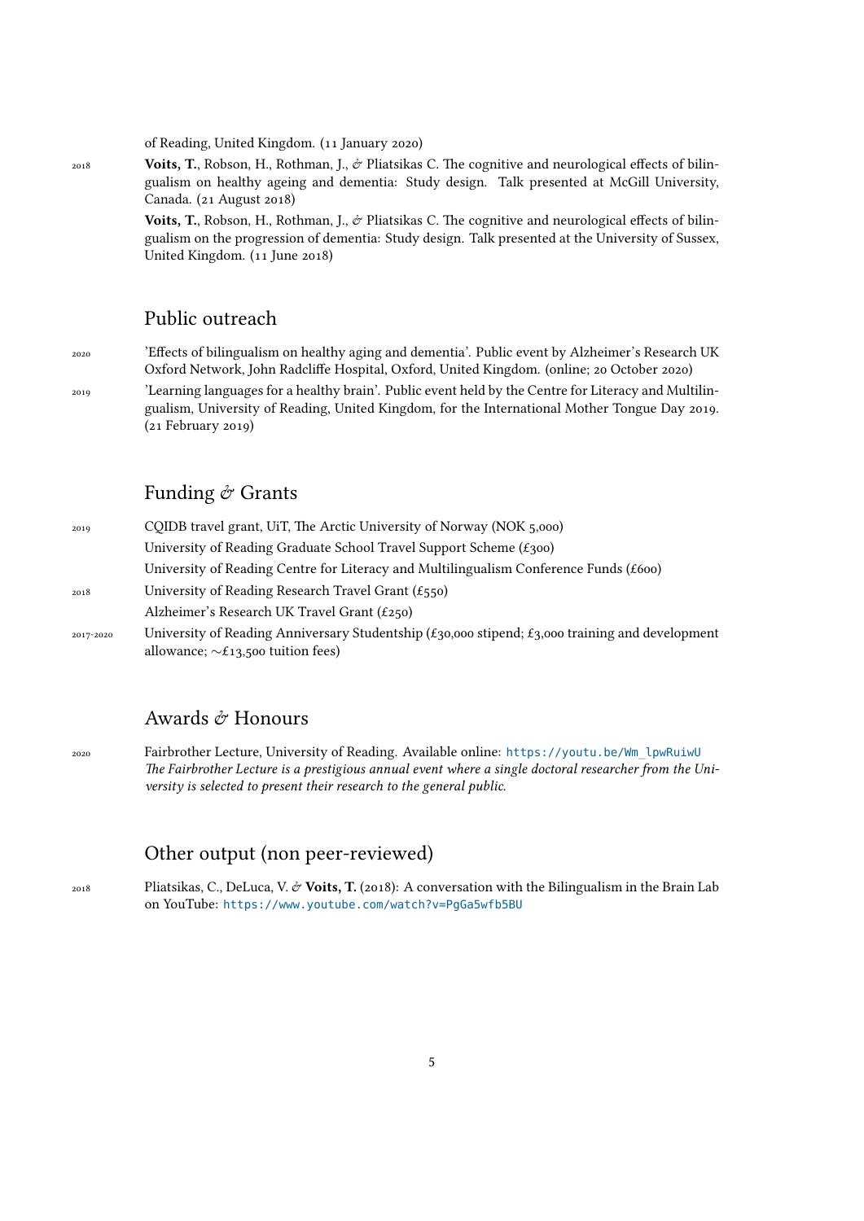of Reading, United Kingdom. (11 January 2020)

2018 **Voits, T.**, Robson, H., Rothman, J., & Pliatsikas C. The cognitive and neurological effects of bilingualism on healthy ageing and dementia: Study design. Talk presented at McGill University, Canada. (21 August 2018)

**Voits, T.**, Robson, H., Rothman, J., & Pliatsikas C. The cognitive and neurological effects of bilingualism on the progression of dementia: Study design. Talk presented at the University of Sussex, United Kingdom. (11 June 2018)

## Public outreach

2020 'Effects of bilingualism on healthy aging and dementia'. Public event by Alzheimer's Research UK Oxford Network, John Radcliffe Hospital, Oxford, United Kingdom. (online; 20 October 2020)

2019 'Learning languages for a healthy brain'. Public event held by the Centre for Literacy and Multilingualism, University of Reading, United Kingdom, for the International Mother Tongue Day 2019. (21 February 2019)

## Funding & Grants

2019 CQIDB travel grant, UiT, The Arctic University of Norway (NOK 5,000)

University of Reading Graduate School Travel Support Scheme (£300)

University of Reading Centre for Literacy and Multilingualism Conference Funds (£600)

2018 University of Reading Research Travel Grant (£550)

Alzheimer's Research UK Travel Grant (£250)

2017-2020 University of Reading Anniversary Studentship (£30,000 stipend; £3,000 training and development allowance; ~£13,500 tuition fees)

## Awards & Honours

2020 Fairbrother Lecture, University of Reading. Available online: https://youtu.be/Wm_lpwRuiwU
*The Fairbrother Lecture is a prestigious annual event where a single doctoral researcher from the University is selected to present their research to the general public.*

## Other output (non peer-reviewed)

2018 Pliatsikas, C., DeLuca, V. & **Voits, T.** (2018): A conversation with the Bilingualism in the Brain Lab on YouTube: https://www.youtube.com/watch?v=PgGa5wfb5BU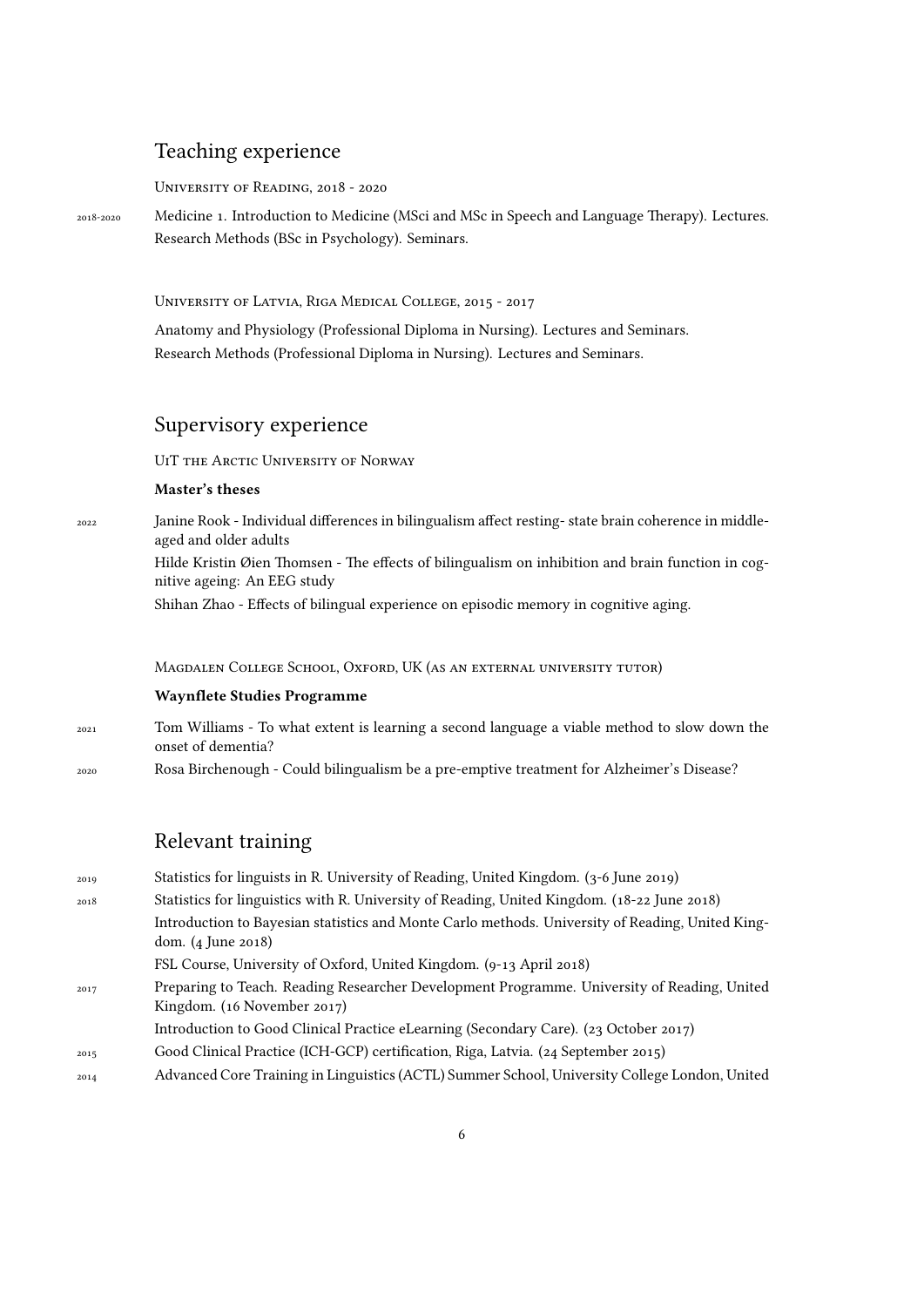## Teaching experience

University of Reading, 2018 - 2020

2018-2020 Medicine 1. Introduction to Medicine (MSci and MSc in Speech and Language Therapy). Lectures.
Research Methods (BSc in Psychology). Seminars.

University of Latvia, Riga Medical College, 2015 - 2017

Anatomy and Physiology (Professional Diploma in Nursing). Lectures and Seminars.
Research Methods (Professional Diploma in Nursing). Lectures and Seminars.

## Supervisory experience

UiT the Arctic University of Norway

**Master's theses**

2022 Janine Rook - Individual differences in bilingualism affect resting- state brain coherence in middle-aged and older adults

Hilde Kristin Øien Thomsen - The effects of bilingualism on inhibition and brain function in cognitive ageing: An EEG study

Shihan Zhao - Effects of bilingual experience on episodic memory in cognitive aging.

Magdalen College School, Oxford, UK (as an external university tutor)

**Waynflete Studies Programme**

2021 Tom Williams - To what extent is learning a second language a viable method to slow down the onset of dementia?

2020 Rosa Birchenough - Could bilingualism be a pre-emptive treatment for Alzheimer's Disease?

## Relevant training

2019 Statistics for linguists in R. University of Reading, United Kingdom. (3-6 June 2019)

2018 Statistics for linguistics with R. University of Reading, United Kingdom. (18-22 June 2018)

Introduction to Bayesian statistics and Monte Carlo methods. University of Reading, United Kingdom. (4 June 2018)

FSL Course, University of Oxford, United Kingdom. (9-13 April 2018)

2017 Preparing to Teach. Reading Researcher Development Programme. University of Reading, United Kingdom. (16 November 2017)

Introduction to Good Clinical Practice eLearning (Secondary Care). (23 October 2017)

2015 Good Clinical Practice (ICH-GCP) certification, Riga, Latvia. (24 September 2015)

2014 Advanced Core Training in Linguistics (ACTL) Summer School, University College London, United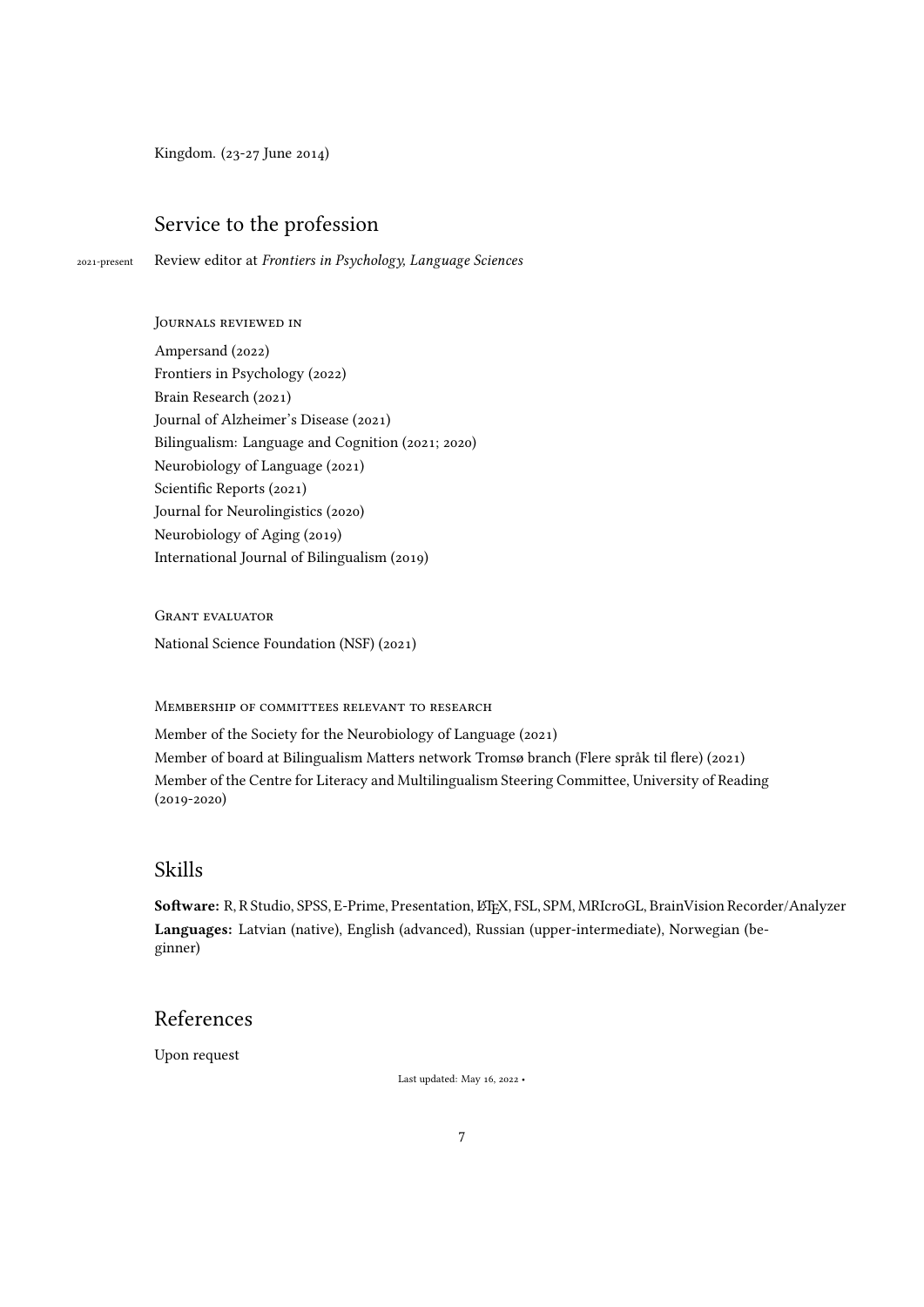Kingdom. (23-27 June 2014)

## Service to the profession

2021-present Review editor at *Frontiers in Psychology, Language Sciences*

### Journals reviewed in

Ampersand (2022)
Frontiers in Psychology (2022)
Brain Research (2021)
Journal of Alzheimer's Disease (2021)
Bilingualism: Language and Cognition (2021; 2020)
Neurobiology of Language (2021)
Scientific Reports (2021)
Journal for Neurolingistics (2020)
Neurobiology of Aging (2019)
International Journal of Bilingualism (2019)

### Grant evaluator

National Science Foundation (NSF) (2021)

### Membership of committees relevant to research

Member of the Society for the Neurobiology of Language (2021)
Member of board at Bilingualism Matters network Tromsø branch (Flere språk til flere) (2021)
Member of the Centre for Literacy and Multilingualism Steering Committee, University of Reading (2019-2020)

## Skills

**Software:** R, R Studio, SPSS, E-Prime, Presentation, LaTeX, FSL, SPM, MRIcroGL, BrainVision Recorder/Analyzer
**Languages:** Latvian (native), English (advanced), Russian (upper-intermediate), Norwegian (beginner)

## References

Upon request

Last updated: May 16, 2022 •